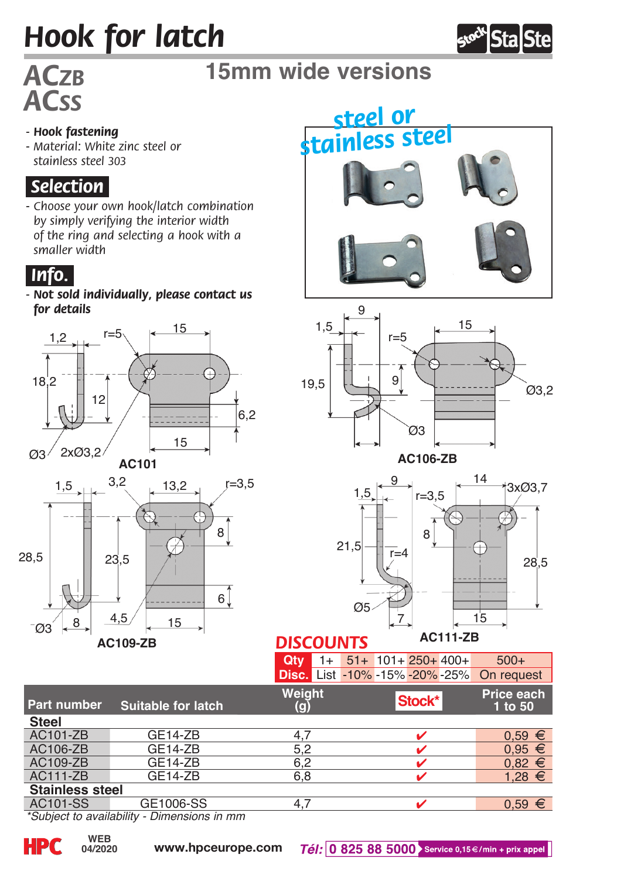# Hook for latch

## ACZB
## ACSS

### 15mm wide versions

- **Hook fastening**
- Material: White zinc steel or stainless steel 303

### Selection

- Choose your own hook/latch combination by simply verifying the interior width of the ring and selecting a hook with a smaller width

### Info.

- **Not sold individually, please contact us for details**

steel or stainless steel

AC101

AC106-ZB

AC109-ZB

AC111-ZB

## DISCOUNTS

| Qty | 1+ | 51+ | 101+ | 250+ | 400+ | 500+ |
|---|---|---|---|---|---|---|
| Disc. | List | -10% | -15% | -20% | -25% | On request |

| Part number | Suitable for latch | Weight (g) | Stock* | Price each 1 to 50 |
|---|---|---|---|---|
| **Steel** | | | | |
| AC101-ZB | GE14-ZB | 4,7 | ✔ | 0,59 € |
| AC106-ZB | GE14-ZB | 5,2 | ✔ | 0,95 € |
| AC109-ZB | GE14-ZB | 6,2 | ✔ | 0,82 € |
| AC111-ZB | GE14-ZB | 6,8 | ✔ | 1,28 € |
| **Stainless steel** | | | | |
| AC101-SS | GE1006-SS | 4,7 | ✔ | 0,59 € |

*Subject to availability - Dimensions in mm*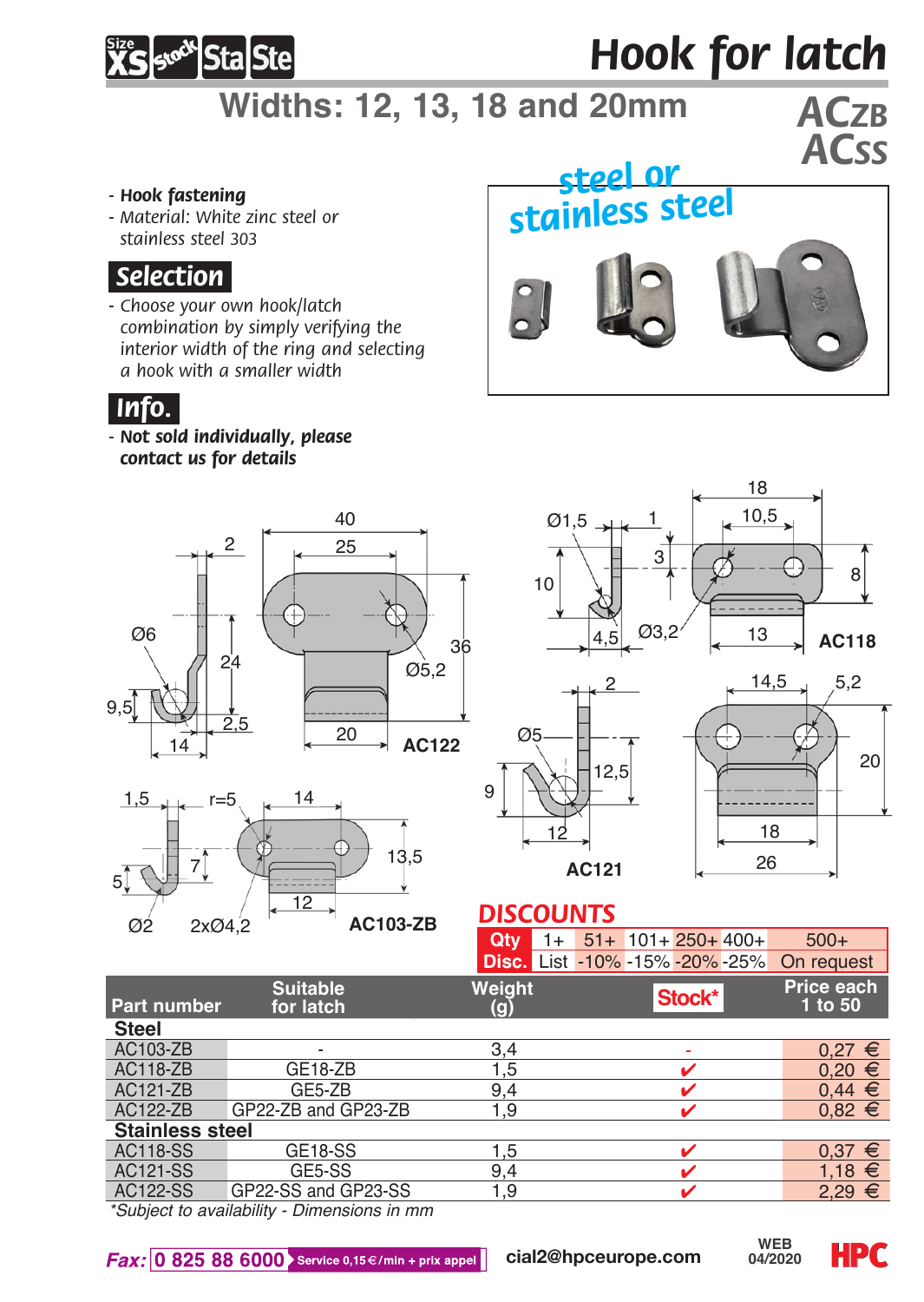# Hook for latch

## Widths: 12, 13, 18 and 20mm

**ACZB**
**ACSS**

- ***Hook fastening***
- *Material: White zinc steel or stainless steel 303*

**steel or stainless steel**

### Selection

- *Choose your own hook/latch combination by simply verifying the interior width of the ring and selecting a hook with a smaller width*

### Info.

- ***Not sold individually, please contact us for details***

AC122 — AC118 — AC121 — AC103-ZB

## DISCOUNTS

| Qty | 1+ | 51+ | 101+ | 250+ | 400+ | 500+ |
|---|---|---|---|---|---|---|
| Disc. | List | -10% | -15% | -20% | -25% | On request |

| Part number | Suitable for latch | Weight (g) | Stock* | Price each 1 to 50 |
|---|---|---|---|---|
| **Steel** | | | | |
| AC103-ZB | - | 3,4 | - | 0,27 € |
| AC118-ZB | GE18-ZB | 1,5 | ✔ | 0,20 € |
| AC121-ZB | GE5-ZB | 9,4 | ✔ | 0,44 € |
| AC122-ZB | GP22-ZB and GP23-ZB | 1,9 | ✔ | 0,82 € |
| **Stainless steel** | | | | |
| AC118-SS | GE18-SS | 1,5 | ✔ | 0,37 € |
| AC121-SS | GE5-SS | 9,4 | ✔ | 1,18 € |
| AC122-SS | GP22-SS and GP23-SS | 1,9 | ✔ | 2,29 € |

*\*Subject to availability - Dimensions in mm*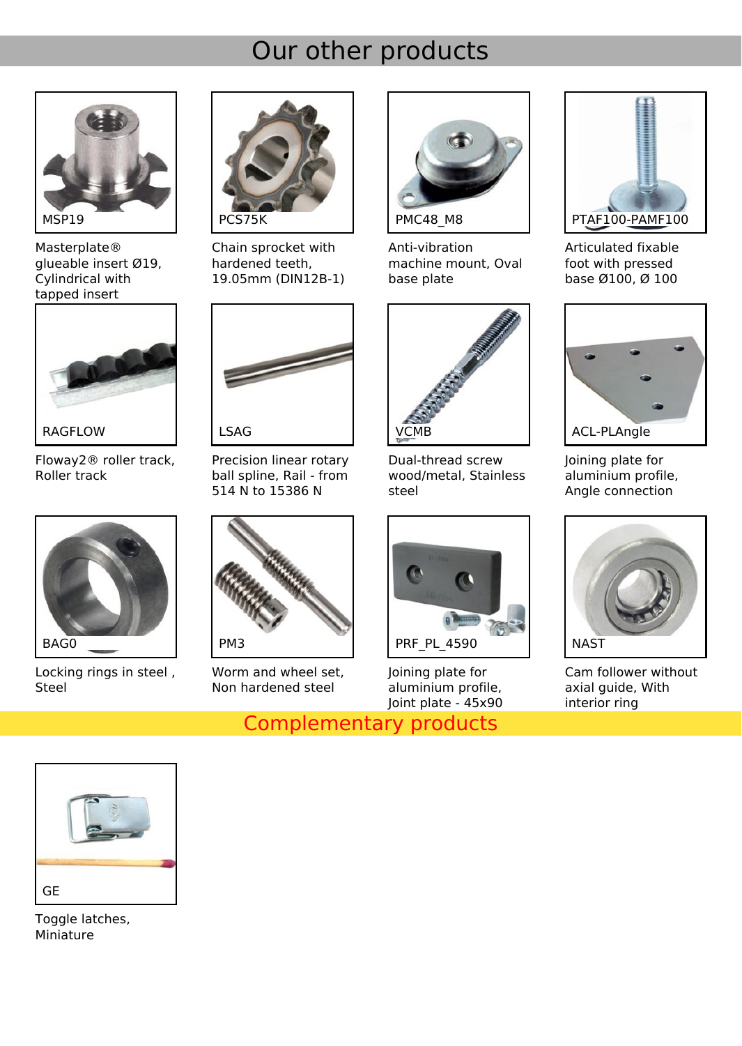# Our other products

MSP19

Masterplate® glueable insert Ø19, Cylindrical with tapped insert

PCS75K

Chain sprocket with hardened teeth, 19.05mm (DIN12B-1)

PMC48_M8

Anti-vibration machine mount, Oval base plate

PTAF100-PAMF100

Articulated fixable foot with pressed base Ø100, Ø 100

RAGFLOW

Floway2® roller track, Roller track

LSAG

Precision linear rotary ball spline, Rail - from 514 N to 15386 N

VCMB

Dual-thread screw wood/metal, Stainless steel

ACL-PLAngle

Joining plate for aluminium profile, Angle connection

BAG0

Locking rings in steel , Steel

PM3

Worm and wheel set, Non hardened steel

PRF_PL_4590

Joining plate for aluminium profile, Joint plate - 45x90

NAST

Cam follower without axial guide, With interior ring

# Complementary products

GE

Toggle latches, Miniature